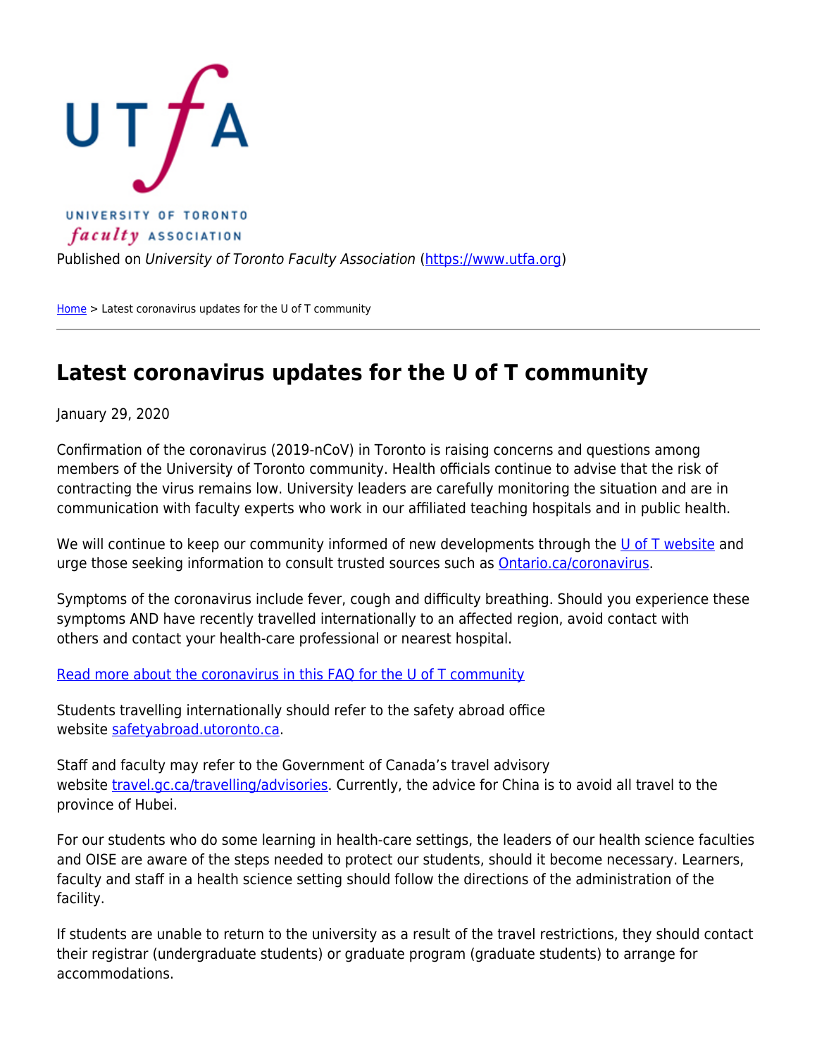UNIVERSITY OF TORONTO *faculty* ASSOCIATION

Published on *University of Toronto Faculty Association* (https://www.utfa.org)

Home > Latest coronavirus updates for the U of T community

# Latest coronavirus updates for the U of T community

January 29, 2020

Confirmation of the coronavirus (2019-nCoV) in Toronto is raising concerns and questions among members of the University of Toronto community. Health officials continue to advise that the risk of contracting the virus remains low. University leaders are carefully monitoring the situation and are in communication with faculty experts who work in our affiliated teaching hospitals and in public health.

We will continue to keep our community informed of new developments through the U of T website and urge those seeking information to consult trusted sources such as Ontario.ca/coronavirus.

Symptoms of the coronavirus include fever, cough and difficulty breathing. Should you experience these symptoms AND have recently travelled internationally to an affected region, avoid contact with others and contact your health-care professional or nearest hospital.

Read more about the coronavirus in this FAQ for the U of T community

Students travelling internationally should refer to the safety abroad office website safetyabroad.utoronto.ca.

Staff and faculty may refer to the Government of Canada's travel advisory website travel.gc.ca/travelling/advisories. Currently, the advice for China is to avoid all travel to the province of Hubei.

For our students who do some learning in health-care settings, the leaders of our health science faculties and OISE are aware of the steps needed to protect our students, should it become necessary. Learners, faculty and staff in a health science setting should follow the directions of the administration of the facility.

If students are unable to return to the university as a result of the travel restrictions, they should contact their registrar (undergraduate students) or graduate program (graduate students) to arrange for accommodations.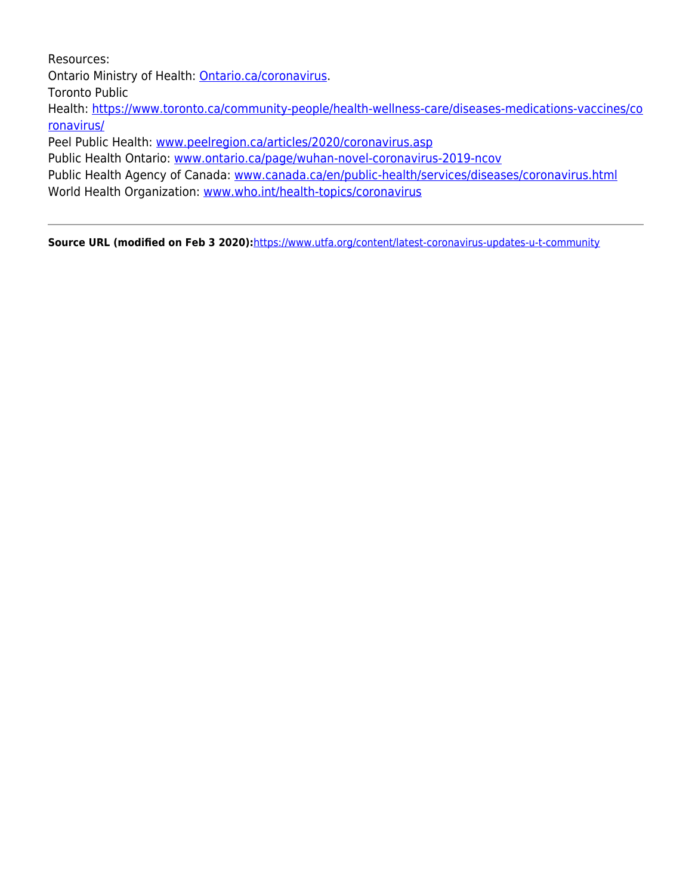Resources:

Ontario Ministry of Health: [Ontario.ca/coronavirus](Ontario.ca/coronavirus).

Toronto Public Health: [https://www.toronto.ca/community-people/health-wellness-care/diseases-medications-vaccines/coronavirus/](https://www.toronto.ca/community-people/health-wellness-care/diseases-medications-vaccines/coronavirus/)

Peel Public Health: [www.peelregion.ca/articles/2020/coronavirus.asp](www.peelregion.ca/articles/2020/coronavirus.asp)

Public Health Ontario: [www.ontario.ca/page/wuhan-novel-coronavirus-2019-ncov](www.ontario.ca/page/wuhan-novel-coronavirus-2019-ncov)

Public Health Agency of Canada: [www.canada.ca/en/public-health/services/diseases/coronavirus.html](www.canada.ca/en/public-health/services/diseases/coronavirus.html)

World Health Organization: [www.who.int/health-topics/coronavirus](www.who.int/health-topics/coronavirus)

---

**Source URL (modified on Feb 3 2020):**[https://www.utfa.org/content/latest-coronavirus-updates-u-t-community](https://www.utfa.org/content/latest-coronavirus-updates-u-t-community)